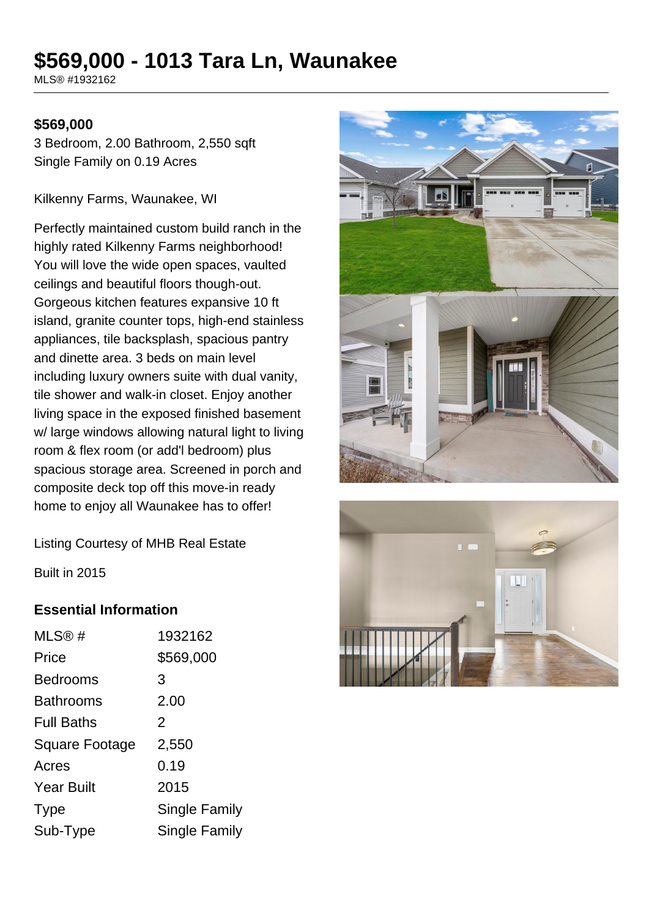# $569,000 - 1013 Tara Ln, Waunakee

MLS® #1932162

**$569,000**

3 Bedroom, 2.00 Bathroom, 2,550 sqft
Single Family on 0.19 Acres

Kilkenny Farms, Waunakee, WI

Perfectly maintained custom build ranch in the highly rated Kilkenny Farms neighborhood! You will love the wide open spaces, vaulted ceilings and beautiful floors though-out. Gorgeous kitchen features expansive 10 ft island, granite counter tops, high-end stainless appliances, tile backsplash, spacious pantry and dinette area. 3 beds on main level including luxury owners suite with dual vanity, tile shower and walk-in closet. Enjoy another living space in the exposed finished basement w/ large windows allowing natural light to living room & flex room (or add'l bedroom) plus spacious storage area. Screened in porch and composite deck top off this move-in ready home to enjoy all Waunakee has to offer!

Listing Courtesy of MHB Real Estate

Built in 2015

## Essential Information

| | |
|---|---|
| MLS® # | 1932162 |
| Price | $569,000 |
| Bedrooms | 3 |
| Bathrooms | 2.00 |
| Full Baths | 2 |
| Square Footage | 2,550 |
| Acres | 0.19 |
| Year Built | 2015 |
| Type | Single Family |
| Sub-Type | Single Family |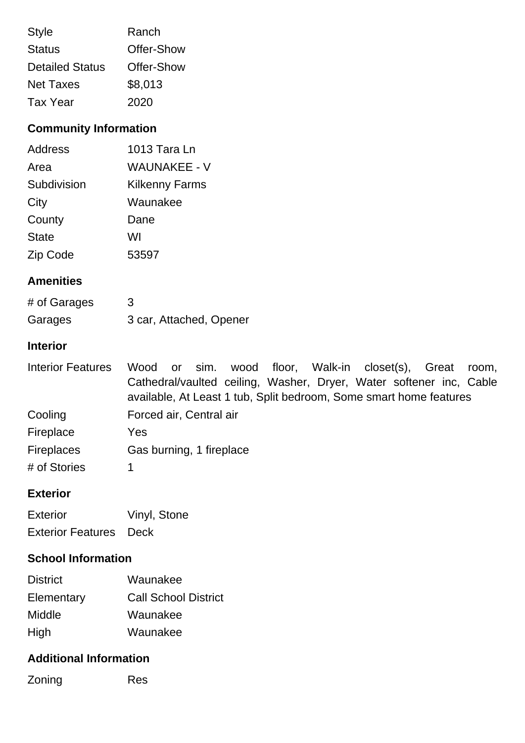| | |
|---|---|
| Style | Ranch |
| Status | Offer-Show |
| Detailed Status | Offer-Show |
| Net Taxes | $8,013 |
| Tax Year | 2020 |

## Community Information

| | |
|---|---|
| Address | 1013 Tara Ln |
| Area | WAUNAKEE - V |
| Subdivision | Kilkenny Farms |
| City | Waunakee |
| County | Dane |
| State | WI |
| Zip Code | 53597 |

## Amenities

| | |
|---|---|
| # of Garages | 3 |
| Garages | 3 car, Attached, Opener |

## Interior

| | |
|---|---|
| Interior Features | Wood or sim. wood floor, Walk-in closet(s), Great room, Cathedral/vaulted ceiling, Washer, Dryer, Water softener inc, Cable available, At Least 1 tub, Split bedroom, Some smart home features |
| Cooling | Forced air, Central air |
| Fireplace | Yes |
| Fireplaces | Gas burning, 1 fireplace |
| # of Stories | 1 |

## Exterior

| | |
|---|---|
| Exterior | Vinyl, Stone |
| Exterior Features | Deck |

## School Information

| | |
|---|---|
| District | Waunakee |
| Elementary | Call School District |
| Middle | Waunakee |
| High | Waunakee |

## Additional Information

| | |
|---|---|
| Zoning | Res |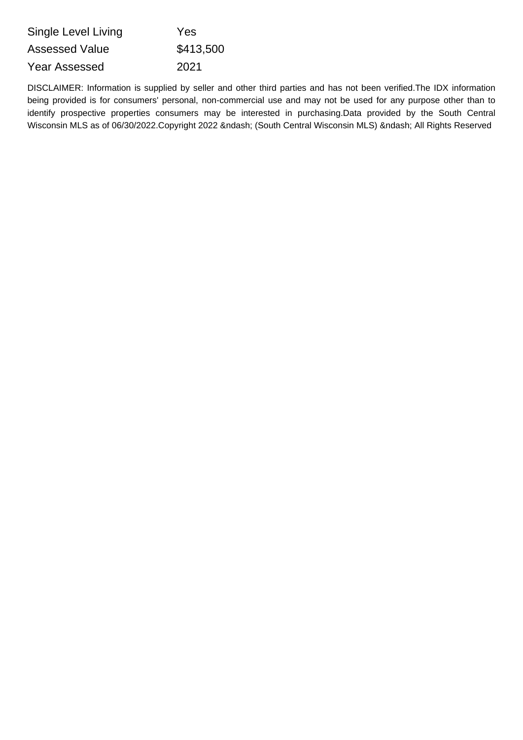| | |
|---|---|
| Single Level Living | Yes |
| Assessed Value | $413,500 |
| Year Assessed | 2021 |

DISCLAIMER: Information is supplied by seller and other third parties and has not been verified.The IDX information being provided is for consumers' personal, non-commercial use and may not be used for any purpose other than to identify prospective properties consumers may be interested in purchasing.Data provided by the South Central Wisconsin MLS as of 06/30/2022.Copyright 2022 &ndash; (South Central Wisconsin MLS) &ndash; All Rights Reserved